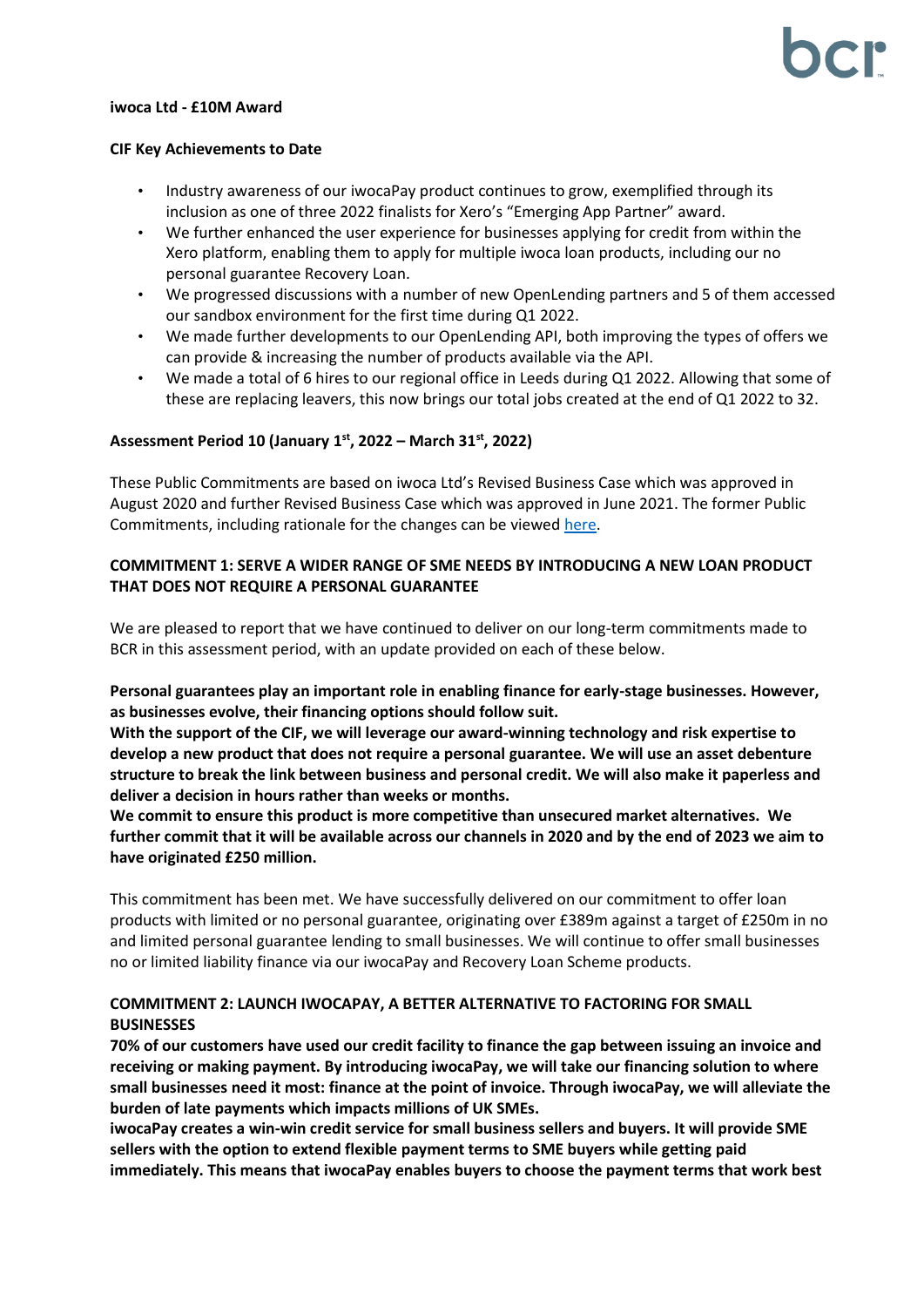**iwoca Ltd - £10M Award**

**CIF Key Achievements to Date**

- Industry awareness of our iwocaPay product continues to grow, exemplified through its inclusion as one of three 2022 finalists for Xero's "Emerging App Partner" award.
- We further enhanced the user experience for businesses applying for credit from within the Xero platform, enabling them to apply for multiple iwoca loan products, including our no personal guarantee Recovery Loan.
- We progressed discussions with a number of new OpenLending partners and 5 of them accessed our sandbox environment for the first time during Q1 2022.
- We made further developments to our OpenLending API, both improving the types of offers we can provide & increasing the number of products available via the API.
- We made a total of 6 hires to our regional office in Leeds during Q1 2022. Allowing that some of these are replacing leavers, this now brings our total jobs created at the end of Q1 2022 to 32.

**Assessment Period 10 (January 1st, 2022 – March 31st, 2022)**

These Public Commitments are based on iwoca Ltd's Revised Business Case which was approved in August 2020 and further Revised Business Case which was approved in June 2021. The former Public Commitments, including rationale for the changes can be viewed here.

**COMMITMENT 1: SERVE A WIDER RANGE OF SME NEEDS BY INTRODUCING A NEW LOAN PRODUCT THAT DOES NOT REQUIRE A PERSONAL GUARANTEE**

We are pleased to report that we have continued to deliver on our long-term commitments made to BCR in this assessment period, with an update provided on each of these below.

**Personal guarantees play an important role in enabling finance for early-stage businesses. However, as businesses evolve, their financing options should follow suit.**
**With the support of the CIF, we will leverage our award-winning technology and risk expertise to develop a new product that does not require a personal guarantee. We will use an asset debenture structure to break the link between business and personal credit. We will also make it paperless and deliver a decision in hours rather than weeks or months.**
**We commit to ensure this product is more competitive than unsecured market alternatives. We further commit that it will be available across our channels in 2020 and by the end of 2023 we aim to have originated £250 million.**

This commitment has been met. We have successfully delivered on our commitment to offer loan products with limited or no personal guarantee, originating over £389m against a target of £250m in no and limited personal guarantee lending to small businesses. We will continue to offer small businesses no or limited liability finance via our iwocaPay and Recovery Loan Scheme products.

**COMMITMENT 2: LAUNCH IWOCAPAY, A BETTER ALTERNATIVE TO FACTORING FOR SMALL BUSINESSES**
**70% of our customers have used our credit facility to finance the gap between issuing an invoice and receiving or making payment. By introducing iwocaPay, we will take our financing solution to where small businesses need it most: finance at the point of invoice. Through iwocaPay, we will alleviate the burden of late payments which impacts millions of UK SMEs.**
**iwocaPay creates a win-win credit service for small business sellers and buyers. It will provide SME sellers with the option to extend flexible payment terms to SME buyers while getting paid immediately. This means that iwocaPay enables buyers to choose the payment terms that work best**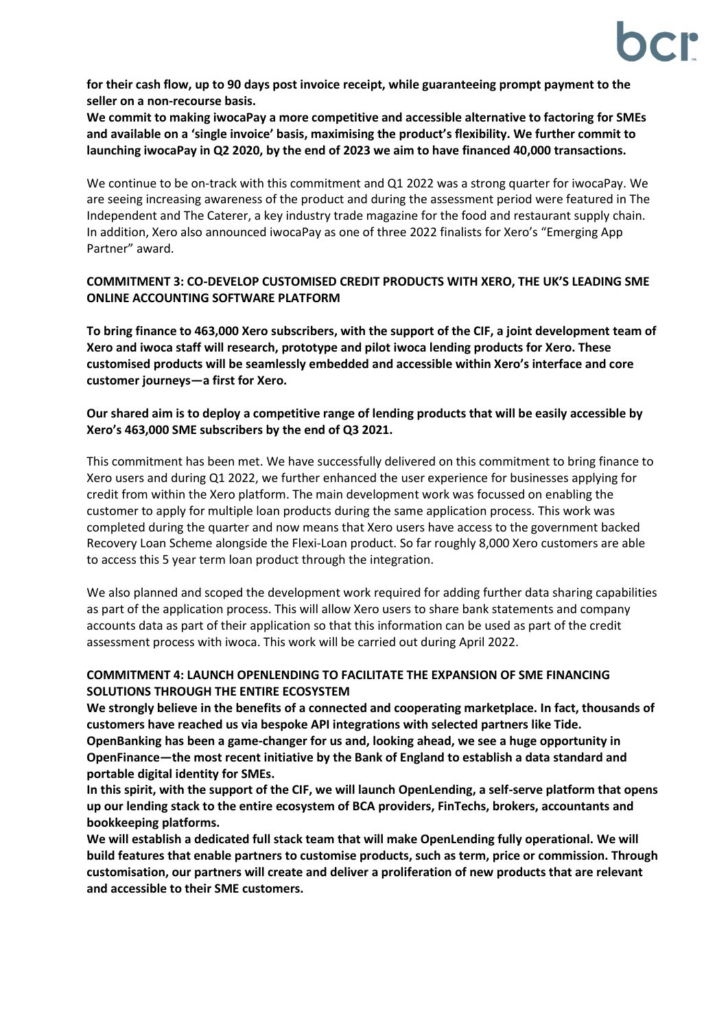**for their cash flow, up to 90 days post invoice receipt, while guaranteeing prompt payment to the seller on a non-recourse basis.**

**We commit to making iwocaPay a more competitive and accessible alternative to factoring for SMEs and available on a 'single invoice' basis, maximising the product's flexibility. We further commit to launching iwocaPay in Q2 2020, by the end of 2023 we aim to have financed 40,000 transactions.**

We continue to be on-track with this commitment and Q1 2022 was a strong quarter for iwocaPay. We are seeing increasing awareness of the product and during the assessment period were featured in The Independent and The Caterer, a key industry trade magazine for the food and restaurant supply chain. In addition, Xero also announced iwocaPay as one of three 2022 finalists for Xero's "Emerging App Partner" award.

## COMMITMENT 3: CO-DEVELOP CUSTOMISED CREDIT PRODUCTS WITH XERO, THE UK'S LEADING SME ONLINE ACCOUNTING SOFTWARE PLATFORM

**To bring finance to 463,000 Xero subscribers, with the support of the CIF, a joint development team of Xero and iwoca staff will research, prototype and pilot iwoca lending products for Xero. These customised products will be seamlessly embedded and accessible within Xero's interface and core customer journeys—a first for Xero.**

**Our shared aim is to deploy a competitive range of lending products that will be easily accessible by Xero's 463,000 SME subscribers by the end of Q3 2021.**

This commitment has been met. We have successfully delivered on this commitment to bring finance to Xero users and during Q1 2022, we further enhanced the user experience for businesses applying for credit from within the Xero platform. The main development work was focussed on enabling the customer to apply for multiple loan products during the same application process. This work was completed during the quarter and now means that Xero users have access to the government backed Recovery Loan Scheme alongside the Flexi-Loan product. So far roughly 8,000 Xero customers are able to access this 5 year term loan product through the integration.

We also planned and scoped the development work required for adding further data sharing capabilities as part of the application process. This will allow Xero users to share bank statements and company accounts data as part of their application so that this information can be used as part of the credit assessment process with iwoca. This work will be carried out during April 2022.

## COMMITMENT 4: LAUNCH OPENLENDING TO FACILITATE THE EXPANSION OF SME FINANCING SOLUTIONS THROUGH THE ENTIRE ECOSYSTEM

**We strongly believe in the benefits of a connected and cooperating marketplace. In fact, thousands of customers have reached us via bespoke API integrations with selected partners like Tide. OpenBanking has been a game-changer for us and, looking ahead, we see a huge opportunity in OpenFinance—the most recent initiative by the Bank of England to establish a data standard and portable digital identity for SMEs.**

**In this spirit, with the support of the CIF, we will launch OpenLending, a self-serve platform that opens up our lending stack to the entire ecosystem of BCA providers, FinTechs, brokers, accountants and bookkeeping platforms.**

**We will establish a dedicated full stack team that will make OpenLending fully operational. We will build features that enable partners to customise products, such as term, price or commission. Through customisation, our partners will create and deliver a proliferation of new products that are relevant and accessible to their SME customers.**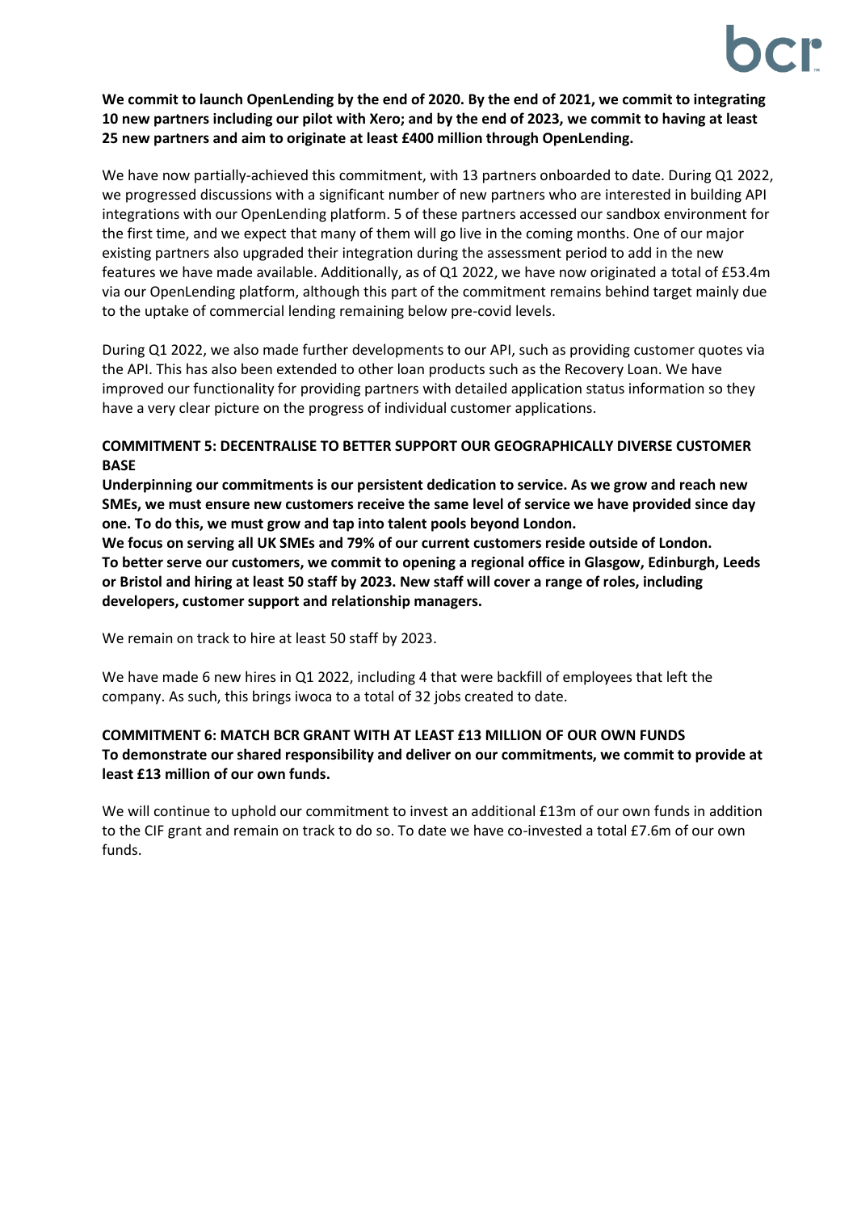**We commit to launch OpenLending by the end of 2020. By the end of 2021, we commit to integrating 10 new partners including our pilot with Xero; and by the end of 2023, we commit to having at least 25 new partners and aim to originate at least £400 million through OpenLending.**

We have now partially-achieved this commitment, with 13 partners onboarded to date. During Q1 2022, we progressed discussions with a significant number of new partners who are interested in building API integrations with our OpenLending platform. 5 of these partners accessed our sandbox environment for the first time, and we expect that many of them will go live in the coming months. One of our major existing partners also upgraded their integration during the assessment period to add in the new features we have made available. Additionally, as of Q1 2022, we have now originated a total of £53.4m via our OpenLending platform, although this part of the commitment remains behind target mainly due to the uptake of commercial lending remaining below pre-covid levels.

During Q1 2022, we also made further developments to our API, such as providing customer quotes via the API. This has also been extended to other loan products such as the Recovery Loan. We have improved our functionality for providing partners with detailed application status information so they have a very clear picture on the progress of individual customer applications.

**COMMITMENT 5: DECENTRALISE TO BETTER SUPPORT OUR GEOGRAPHICALLY DIVERSE CUSTOMER BASE**

**Underpinning our commitments is our persistent dedication to service. As we grow and reach new SMEs, we must ensure new customers receive the same level of service we have provided since day one. To do this, we must grow and tap into talent pools beyond London.**

**We focus on serving all UK SMEs and 79% of our current customers reside outside of London. To better serve our customers, we commit to opening a regional office in Glasgow, Edinburgh, Leeds or Bristol and hiring at least 50 staff by 2023. New staff will cover a range of roles, including developers, customer support and relationship managers.**

We remain on track to hire at least 50 staff by 2023.

We have made 6 new hires in Q1 2022, including 4 that were backfill of employees that left the company. As such, this brings iwoca to a total of 32 jobs created to date.

**COMMITMENT 6: MATCH BCR GRANT WITH AT LEAST £13 MILLION OF OUR OWN FUNDS**

**To demonstrate our shared responsibility and deliver on our commitments, we commit to provide at least £13 million of our own funds.**

We will continue to uphold our commitment to invest an additional £13m of our own funds in addition to the CIF grant and remain on track to do so. To date we have co-invested a total £7.6m of our own funds.